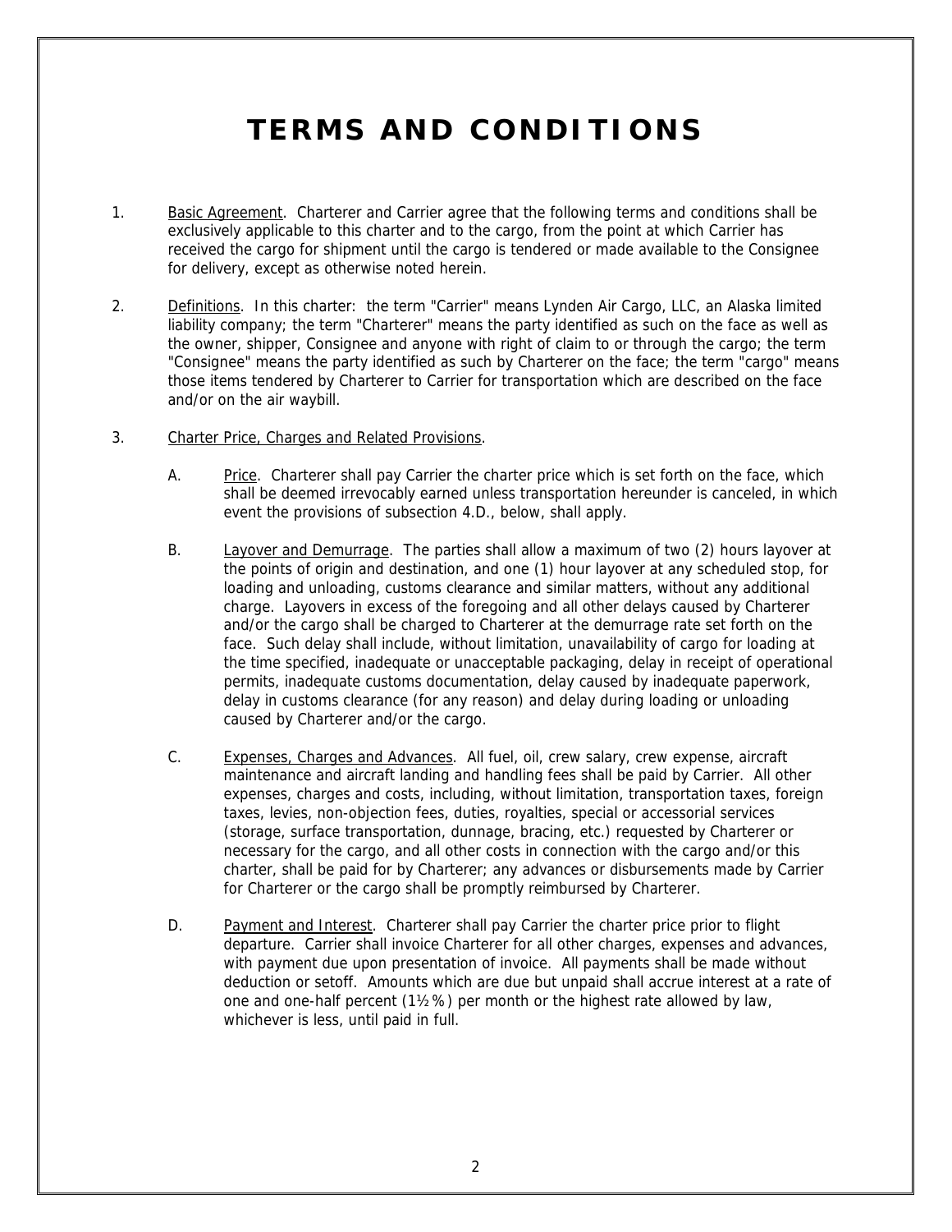# TERMS AND CONDITIONS

1. Basic Agreement. Charterer and Carrier agree that the following terms and conditions shall be exclusively applicable to this charter and to the cargo, from the point at which Carrier has received the cargo for shipment until the cargo is tendered or made available to the Consignee for delivery, except as otherwise noted herein.

2. Definitions. In this charter: the term "Carrier" means Lynden Air Cargo, LLC, an Alaska limited liability company; the term "Charterer" means the party identified as such on the face as well as the owner, shipper, Consignee and anyone with right of claim to or through the cargo; the term "Consignee" means the party identified as such by Charterer on the face; the term "cargo" means those items tendered by Charterer to Carrier for transportation which are described on the face and/or on the air waybill.

3. Charter Price, Charges and Related Provisions.

   A. Price. Charterer shall pay Carrier the charter price which is set forth on the face, which shall be deemed irrevocably earned unless transportation hereunder is canceled, in which event the provisions of subsection 4.D., below, shall apply.

   B. Layover and Demurrage. The parties shall allow a maximum of two (2) hours layover at the points of origin and destination, and one (1) hour layover at any scheduled stop, for loading and unloading, customs clearance and similar matters, without any additional charge. Layovers in excess of the foregoing and all other delays caused by Charterer and/or the cargo shall be charged to Charterer at the demurrage rate set forth on the face. Such delay shall include, without limitation, unavailability of cargo for loading at the time specified, inadequate or unacceptable packaging, delay in receipt of operational permits, inadequate customs documentation, delay caused by inadequate paperwork, delay in customs clearance (for any reason) and delay during loading or unloading caused by Charterer and/or the cargo.

   C. Expenses, Charges and Advances. All fuel, oil, crew salary, crew expense, aircraft maintenance and aircraft landing and handling fees shall be paid by Carrier. All other expenses, charges and costs, including, without limitation, transportation taxes, foreign taxes, levies, non-objection fees, duties, royalties, special or accessorial services (storage, surface transportation, dunnage, bracing, etc.) requested by Charterer or necessary for the cargo, and all other costs in connection with the cargo and/or this charter, shall be paid for by Charterer; any advances or disbursements made by Carrier for Charterer or the cargo shall be promptly reimbursed by Charterer.

   D. Payment and Interest. Charterer shall pay Carrier the charter price prior to flight departure. Carrier shall invoice Charterer for all other charges, expenses and advances, with payment due upon presentation of invoice. All payments shall be made without deduction or setoff. Amounts which are due but unpaid shall accrue interest at a rate of one and one-half percent (1½%) per month or the highest rate allowed by law, whichever is less, until paid in full.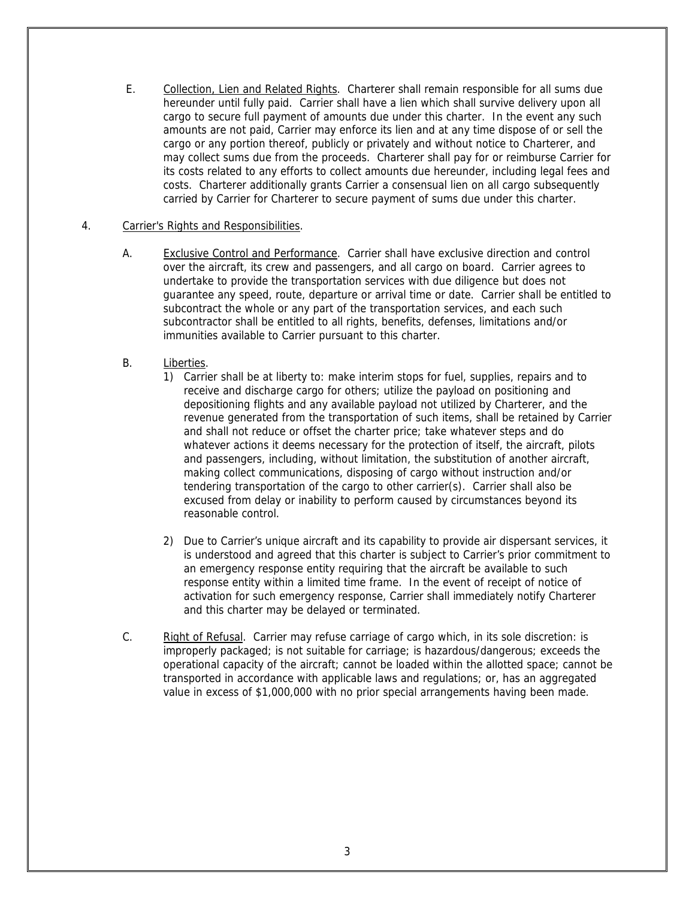E. Collection, Lien and Related Rights. Charterer shall remain responsible for all sums due hereunder until fully paid. Carrier shall have a lien which shall survive delivery upon all cargo to secure full payment of amounts due under this charter. In the event any such amounts are not paid, Carrier may enforce its lien and at any time dispose of or sell the cargo or any portion thereof, publicly or privately and without notice to Charterer, and may collect sums due from the proceeds. Charterer shall pay for or reimburse Carrier for its costs related to any efforts to collect amounts due hereunder, including legal fees and costs. Charterer additionally grants Carrier a consensual lien on all cargo subsequently carried by Carrier for Charterer to secure payment of sums due under this charter.

4. Carrier's Rights and Responsibilities.

A. Exclusive Control and Performance. Carrier shall have exclusive direction and control over the aircraft, its crew and passengers, and all cargo on board. Carrier agrees to undertake to provide the transportation services with due diligence but does not guarantee any speed, route, departure or arrival time or date. Carrier shall be entitled to subcontract the whole or any part of the transportation services, and each such subcontractor shall be entitled to all rights, benefits, defenses, limitations and/or immunities available to Carrier pursuant to this charter.

B. Liberties.

1) Carrier shall be at liberty to: make interim stops for fuel, supplies, repairs and to receive and discharge cargo for others; utilize the payload on positioning and depositioning flights and any available payload not utilized by Charterer, and the revenue generated from the transportation of such items, shall be retained by Carrier and shall not reduce or offset the charter price; take whatever steps and do whatever actions it deems necessary for the protection of itself, the aircraft, pilots and passengers, including, without limitation, the substitution of another aircraft, making collect communications, disposing of cargo without instruction and/or tendering transportation of the cargo to other carrier(s). Carrier shall also be excused from delay or inability to perform caused by circumstances beyond its reasonable control.

2) Due to Carrier's unique aircraft and its capability to provide air dispersant services, it is understood and agreed that this charter is subject to Carrier's prior commitment to an emergency response entity requiring that the aircraft be available to such response entity within a limited time frame. In the event of receipt of notice of activation for such emergency response, Carrier shall immediately notify Charterer and this charter may be delayed or terminated.

C. Right of Refusal. Carrier may refuse carriage of cargo which, in its sole discretion: is improperly packaged; is not suitable for carriage; is hazardous/dangerous; exceeds the operational capacity of the aircraft; cannot be loaded within the allotted space; cannot be transported in accordance with applicable laws and regulations; or, has an aggregated value in excess of $1,000,000 with no prior special arrangements having been made.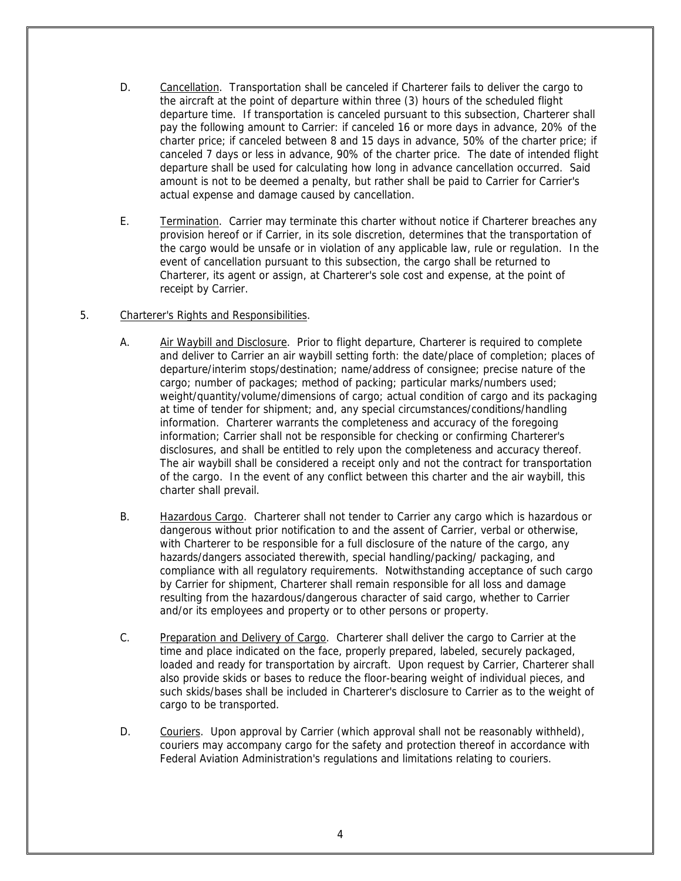D. Cancellation. Transportation shall be canceled if Charterer fails to deliver the cargo to the aircraft at the point of departure within three (3) hours of the scheduled flight departure time. If transportation is canceled pursuant to this subsection, Charterer shall pay the following amount to Carrier: if canceled 16 or more days in advance, 20% of the charter price; if canceled between 8 and 15 days in advance, 50% of the charter price; if canceled 7 days or less in advance, 90% of the charter price. The date of intended flight departure shall be used for calculating how long in advance cancellation occurred. Said amount is not to be deemed a penalty, but rather shall be paid to Carrier for Carrier's actual expense and damage caused by cancellation.

E. Termination. Carrier may terminate this charter without notice if Charterer breaches any provision hereof or if Carrier, in its sole discretion, determines that the transportation of the cargo would be unsafe or in violation of any applicable law, rule or regulation. In the event of cancellation pursuant to this subsection, the cargo shall be returned to Charterer, its agent or assign, at Charterer's sole cost and expense, at the point of receipt by Carrier.

5. Charterer's Rights and Responsibilities.

A. Air Waybill and Disclosure. Prior to flight departure, Charterer is required to complete and deliver to Carrier an air waybill setting forth: the date/place of completion; places of departure/interim stops/destination; name/address of consignee; precise nature of the cargo; number of packages; method of packing; particular marks/numbers used; weight/quantity/volume/dimensions of cargo; actual condition of cargo and its packaging at time of tender for shipment; and, any special circumstances/conditions/handling information. Charterer warrants the completeness and accuracy of the foregoing information; Carrier shall not be responsible for checking or confirming Charterer's disclosures, and shall be entitled to rely upon the completeness and accuracy thereof. The air waybill shall be considered a receipt only and not the contract for transportation of the cargo. In the event of any conflict between this charter and the air waybill, this charter shall prevail.

B. Hazardous Cargo. Charterer shall not tender to Carrier any cargo which is hazardous or dangerous without prior notification to and the assent of Carrier, verbal or otherwise, with Charterer to be responsible for a full disclosure of the nature of the cargo, any hazards/dangers associated therewith, special handling/packing/ packaging, and compliance with all regulatory requirements. Notwithstanding acceptance of such cargo by Carrier for shipment, Charterer shall remain responsible for all loss and damage resulting from the hazardous/dangerous character of said cargo, whether to Carrier and/or its employees and property or to other persons or property.

C. Preparation and Delivery of Cargo. Charterer shall deliver the cargo to Carrier at the time and place indicated on the face, properly prepared, labeled, securely packaged, loaded and ready for transportation by aircraft. Upon request by Carrier, Charterer shall also provide skids or bases to reduce the floor-bearing weight of individual pieces, and such skids/bases shall be included in Charterer's disclosure to Carrier as to the weight of cargo to be transported.

D. Couriers. Upon approval by Carrier (which approval shall not be reasonably withheld), couriers may accompany cargo for the safety and protection thereof in accordance with Federal Aviation Administration's regulations and limitations relating to couriers.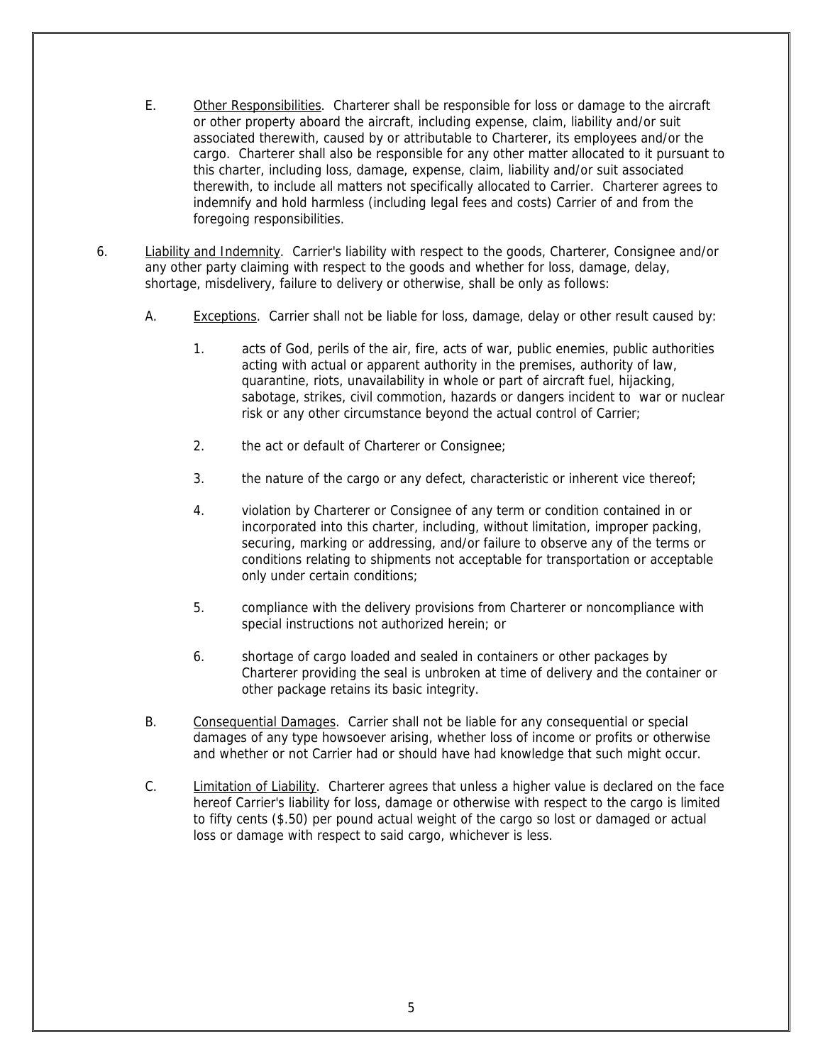E. <u>Other Responsibilities</u>. Charterer shall be responsible for loss or damage to the aircraft or other property aboard the aircraft, including expense, claim, liability and/or suit associated therewith, caused by or attributable to Charterer, its employees and/or the cargo. Charterer shall also be responsible for any other matter allocated to it pursuant to this charter, including loss, damage, expense, claim, liability and/or suit associated therewith, to include all matters not specifically allocated to Carrier. Charterer agrees to indemnify and hold harmless (including legal fees and costs) Carrier of and from the foregoing responsibilities.

6. <u>Liability and Indemnity</u>. Carrier's liability with respect to the goods, Charterer, Consignee and/or any other party claiming with respect to the goods and whether for loss, damage, delay, shortage, misdelivery, failure to delivery or otherwise, shall be only as follows:

   A. <u>Exceptions</u>. Carrier shall not be liable for loss, damage, delay or other result caused by:

      1. acts of God, perils of the air, fire, acts of war, public enemies, public authorities acting with actual or apparent authority in the premises, authority of law, quarantine, riots, unavailability in whole or part of aircraft fuel, hijacking, sabotage, strikes, civil commotion, hazards or dangers incident to war or nuclear risk or any other circumstance beyond the actual control of Carrier;

      2. the act or default of Charterer or Consignee;

      3. the nature of the cargo or any defect, characteristic or inherent vice thereof;

      4. violation by Charterer or Consignee of any term or condition contained in or incorporated into this charter, including, without limitation, improper packing, securing, marking or addressing, and/or failure to observe any of the terms or conditions relating to shipments not acceptable for transportation or acceptable only under certain conditions;

      5. compliance with the delivery provisions from Charterer or noncompliance with special instructions not authorized herein; or

      6. shortage of cargo loaded and sealed in containers or other packages by Charterer providing the seal is unbroken at time of delivery and the container or other package retains its basic integrity.

   B. <u>Consequential Damages</u>. Carrier shall not be liable for any consequential or special damages of any type howsoever arising, whether loss of income or profits or otherwise and whether or not Carrier had or should have had knowledge that such might occur.

   C. <u>Limitation of Liability</u>. Charterer agrees that unless a higher value is declared on the face hereof Carrier's liability for loss, damage or otherwise with respect to the cargo is limited to fifty cents ($.50) per pound actual weight of the cargo so lost or damaged or actual loss or damage with respect to said cargo, whichever is less.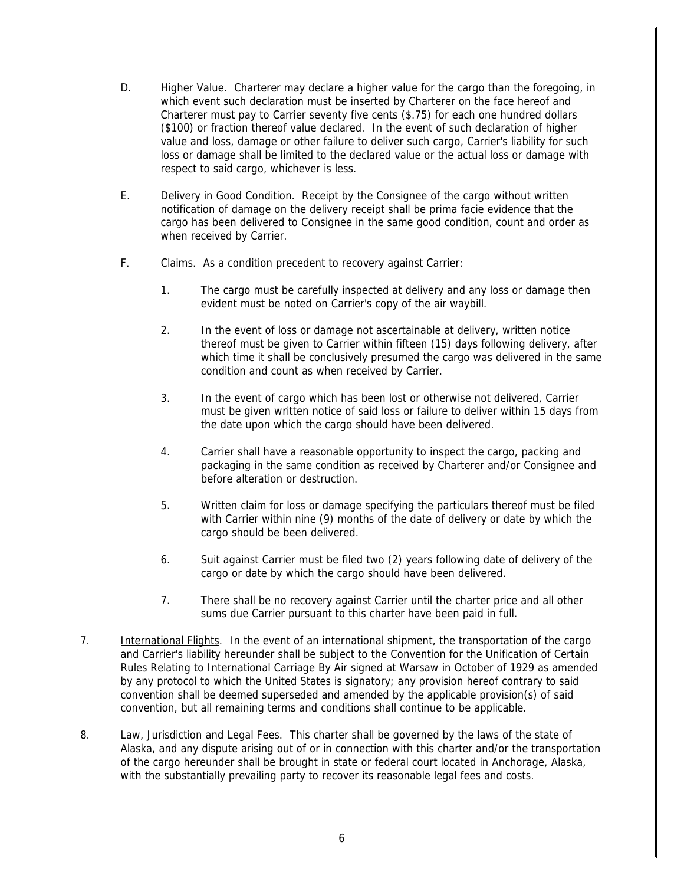D. <u>Higher Value</u>. Charterer may declare a higher value for the cargo than the foregoing, in which event such declaration must be inserted by Charterer on the face hereof and Charterer must pay to Carrier seventy five cents ($.75) for each one hundred dollars ($100) or fraction thereof value declared. In the event of such declaration of higher value and loss, damage or other failure to deliver such cargo, Carrier's liability for such loss or damage shall be limited to the declared value or the actual loss or damage with respect to said cargo, whichever is less.

E. <u>Delivery in Good Condition</u>. Receipt by the Consignee of the cargo without written notification of damage on the delivery receipt shall be prima facie evidence that the cargo has been delivered to Consignee in the same good condition, count and order as when received by Carrier.

F. <u>Claims</u>. As a condition precedent to recovery against Carrier:

1. The cargo must be carefully inspected at delivery and any loss or damage then evident must be noted on Carrier's copy of the air waybill.

2. In the event of loss or damage not ascertainable at delivery, written notice thereof must be given to Carrier within fifteen (15) days following delivery, after which time it shall be conclusively presumed the cargo was delivered in the same condition and count as when received by Carrier.

3. In the event of cargo which has been lost or otherwise not delivered, Carrier must be given written notice of said loss or failure to deliver within 15 days from the date upon which the cargo should have been delivered.

4. Carrier shall have a reasonable opportunity to inspect the cargo, packing and packaging in the same condition as received by Charterer and/or Consignee and before alteration or destruction.

5. Written claim for loss or damage specifying the particulars thereof must be filed with Carrier within nine (9) months of the date of delivery or date by which the cargo should be been delivered.

6. Suit against Carrier must be filed two (2) years following date of delivery of the cargo or date by which the cargo should have been delivered.

7. There shall be no recovery against Carrier until the charter price and all other sums due Carrier pursuant to this charter have been paid in full.

7. <u>International Flights</u>. In the event of an international shipment, the transportation of the cargo and Carrier's liability hereunder shall be subject to the Convention for the Unification of Certain Rules Relating to International Carriage By Air signed at Warsaw in October of 1929 as amended by any protocol to which the United States is signatory; any provision hereof contrary to said convention shall be deemed superseded and amended by the applicable provision(s) of said convention, but all remaining terms and conditions shall continue to be applicable.

8. <u>Law, Jurisdiction and Legal Fees</u>. This charter shall be governed by the laws of the state of Alaska, and any dispute arising out of or in connection with this charter and/or the transportation of the cargo hereunder shall be brought in state or federal court located in Anchorage, Alaska, with the substantially prevailing party to recover its reasonable legal fees and costs.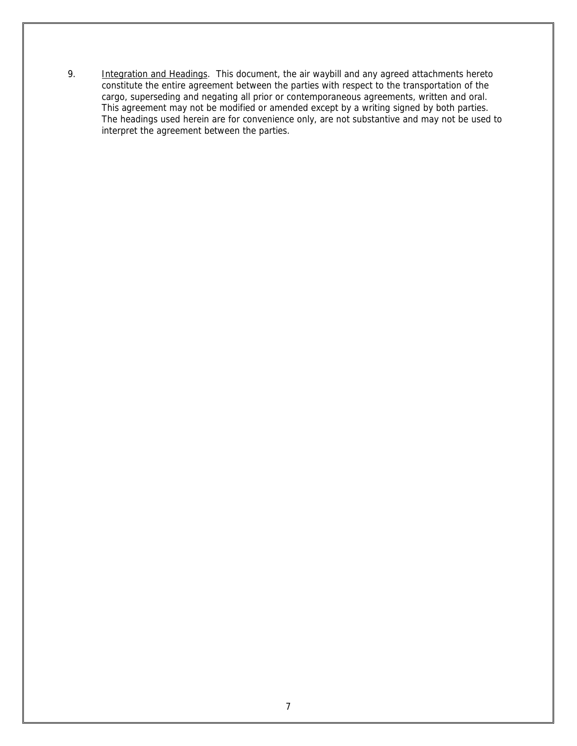9. Integration and Headings. This document, the air waybill and any agreed attachments hereto constitute the entire agreement between the parties with respect to the transportation of the cargo, superseding and negating all prior or contemporaneous agreements, written and oral. This agreement may not be modified or amended except by a writing signed by both parties. The headings used herein are for convenience only, are not substantive and may not be used to interpret the agreement between the parties.